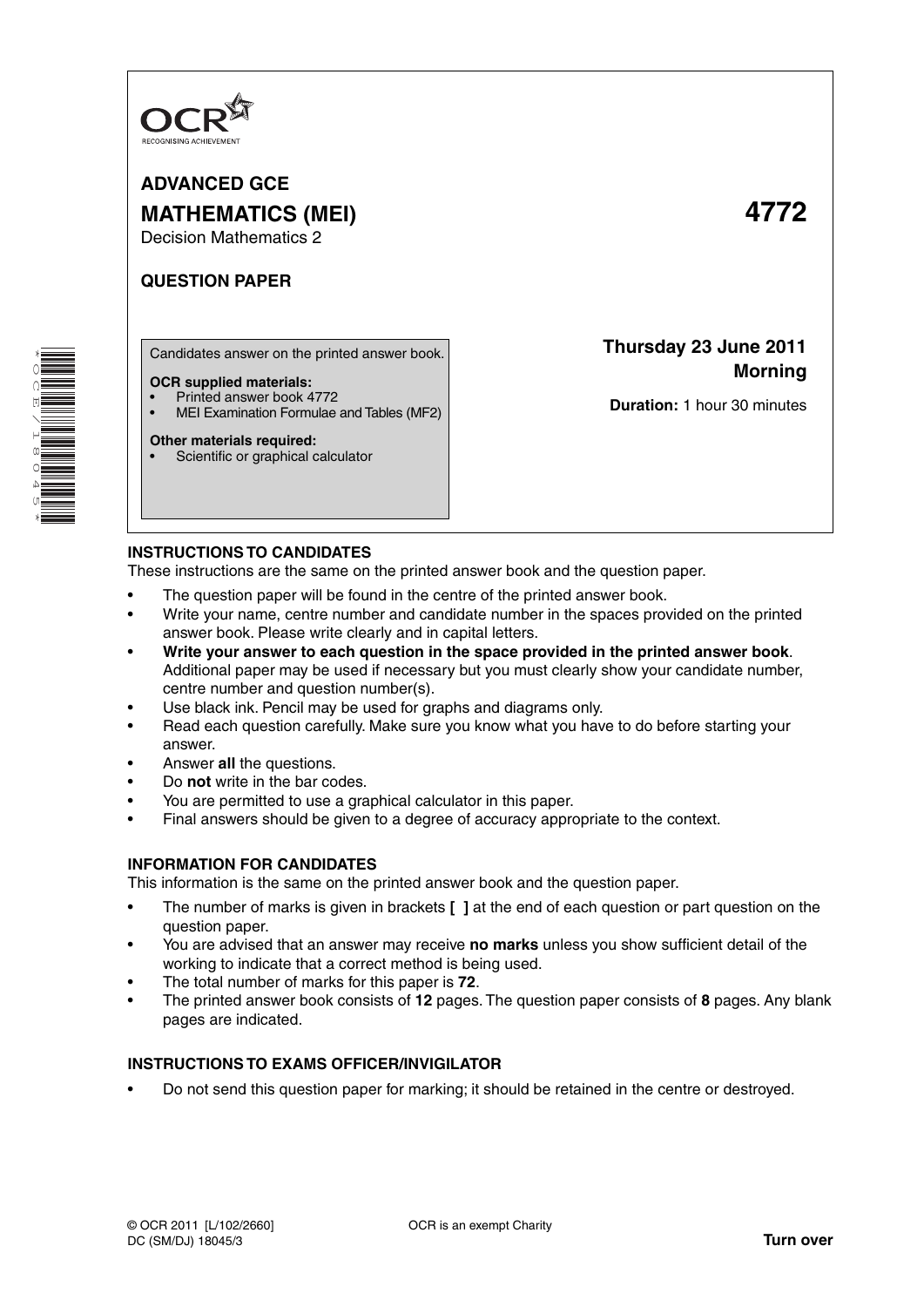OCR
RECOGNISING ACHIEVEMENT

**ADVANCED GCE**

**MATHEMATICS (MEI)** **4772**

Decision Mathematics 2

**QUESTION PAPER**

Candidates answer on the printed answer book.

**OCR supplied materials:**
- Printed answer book 4772
- MEI Examination Formulae and Tables (MF2)

**Other materials required:**
- Scientific or graphical calculator

**Thursday 23 June 2011**
**Morning**

**Duration:** 1 hour 30 minutes

## INSTRUCTIONS TO CANDIDATES

These instructions are the same on the printed answer book and the question paper.

- The question paper will be found in the centre of the printed answer book.
- Write your name, centre number and candidate number in the spaces provided on the printed answer book. Please write clearly and in capital letters.
- **Write your answer to each question in the space provided in the printed answer book**. Additional paper may be used if necessary but you must clearly show your candidate number, centre number and question number(s).
- Use black ink. Pencil may be used for graphs and diagrams only.
- Read each question carefully. Make sure you know what you have to do before starting your answer.
- Answer **all** the questions.
- Do **not** write in the bar codes.
- You are permitted to use a graphical calculator in this paper.
- Final answers should be given to a degree of accuracy appropriate to the context.

## INFORMATION FOR CANDIDATES

This information is the same on the printed answer book and the question paper.

- The number of marks is given in brackets **[ ]** at the end of each question or part question on the question paper.
- You are advised that an answer may receive **no marks** unless you show sufficient detail of the working to indicate that a correct method is being used.
- The total number of marks for this paper is **72**.
- The printed answer book consists of **12** pages. The question paper consists of **8** pages. Any blank pages are indicated.

## INSTRUCTIONS TO EXAMS OFFICER/INVIGILATOR

- Do not send this question paper for marking; it should be retained in the centre or destroyed.

© OCR 2011 [L/102/2660] OCR is an exempt Charity
DC (SM/DJ) 18045/3

**Turn over**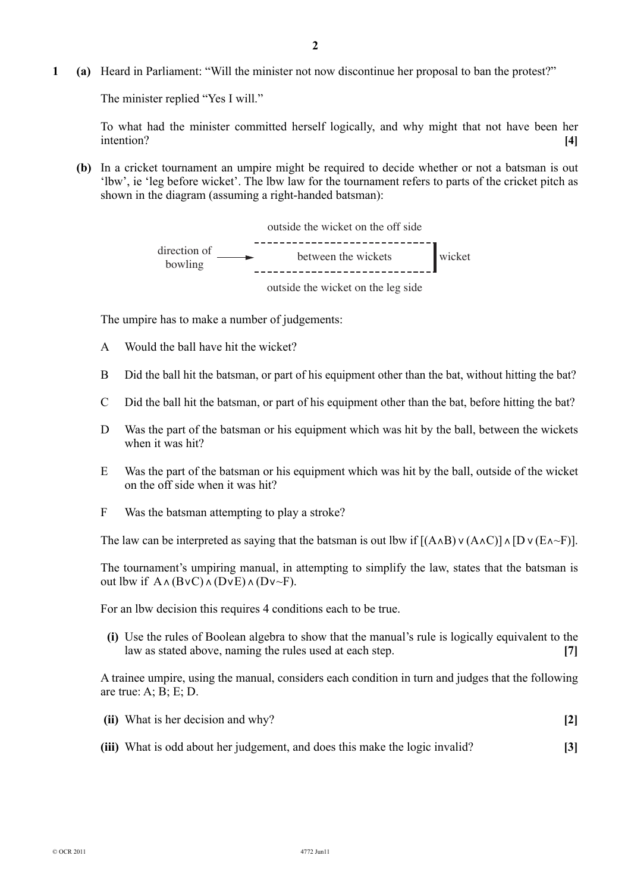**1 (a)** Heard in Parliament: "Will the minister not now discontinue her proposal to ban the protest?"

The minister replied "Yes I will."

To what had the minister committed herself logically, and why might that not have been her intention? **[4]**

**(b)** In a cricket tournament an umpire might be required to decide whether or not a batsman is out 'lbw', ie 'leg before wicket'. The lbw law for the tournament refers to parts of the cricket pitch as shown in the diagram (assuming a right-handed batsman):

outside the wicket on the off side

direction of bowling → between the wickets | wicket

outside the wicket on the leg side

The umpire has to make a number of judgements:

A Would the ball have hit the wicket?

B Did the ball hit the batsman, or part of his equipment other than the bat, without hitting the bat?

C Did the ball hit the batsman, or part of his equipment other than the bat, before hitting the bat?

D Was the part of the batsman or his equipment which was hit by the ball, between the wickets when it was hit?

E Was the part of the batsman or his equipment which was hit by the ball, outside of the wicket on the off side when it was hit?

F Was the batsman attempting to play a stroke?

The law can be interpreted as saying that the batsman is out lbw if $[(A \wedge B) \vee (A \wedge C)] \wedge [D \vee (E \wedge \sim F)]$.

The tournament's umpiring manual, in attempting to simplify the law, states that the batsman is out lbw if $A \wedge (B \vee C) \wedge (D \vee E) \wedge (D \vee \sim F)$.

For an lbw decision this requires 4 conditions each to be true.

**(i)** Use the rules of Boolean algebra to show that the manual's rule is logically equivalent to the law as stated above, naming the rules used at each step. **[7]**

A trainee umpire, using the manual, considers each condition in turn and judges that the following are true: A; B; E; D.

**(ii)** What is her decision and why? **[2]**

**(iii)** What is odd about her judgement, and does this make the logic invalid? **[3]**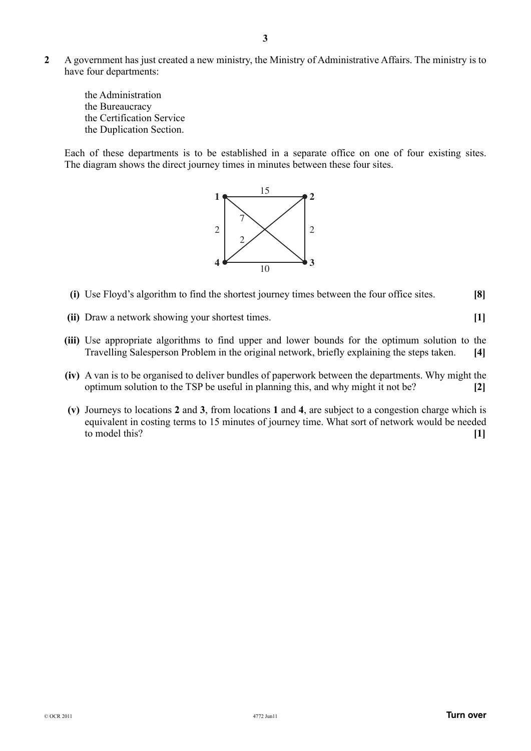**2** A government has just created a new ministry, the Ministry of Administrative Affairs. The ministry is to have four departments:

the Administration
the Bureaucracy
the Certification Service
the Duplication Section.

Each of these departments is to be established in a separate office on one of four existing sites. The diagram shows the direct journey times in minutes between these four sites.

**(i)** Use Floyd's algorithm to find the shortest journey times between the four office sites. **[8]**

**(ii)** Draw a network showing your shortest times. **[1]**

**(iii)** Use appropriate algorithms to find upper and lower bounds for the optimum solution to the Travelling Salesperson Problem in the original network, briefly explaining the steps taken. **[4]**

**(iv)** A van is to be organised to deliver bundles of paperwork between the departments. Why might the optimum solution to the TSP be useful in planning this, and why might it not be? **[2]**

**(v)** Journeys to locations **2** and **3**, from locations **1** and **4**, are subject to a congestion charge which is equivalent in costing terms to 15 minutes of journey time. What sort of network would be needed to model this? **[1]**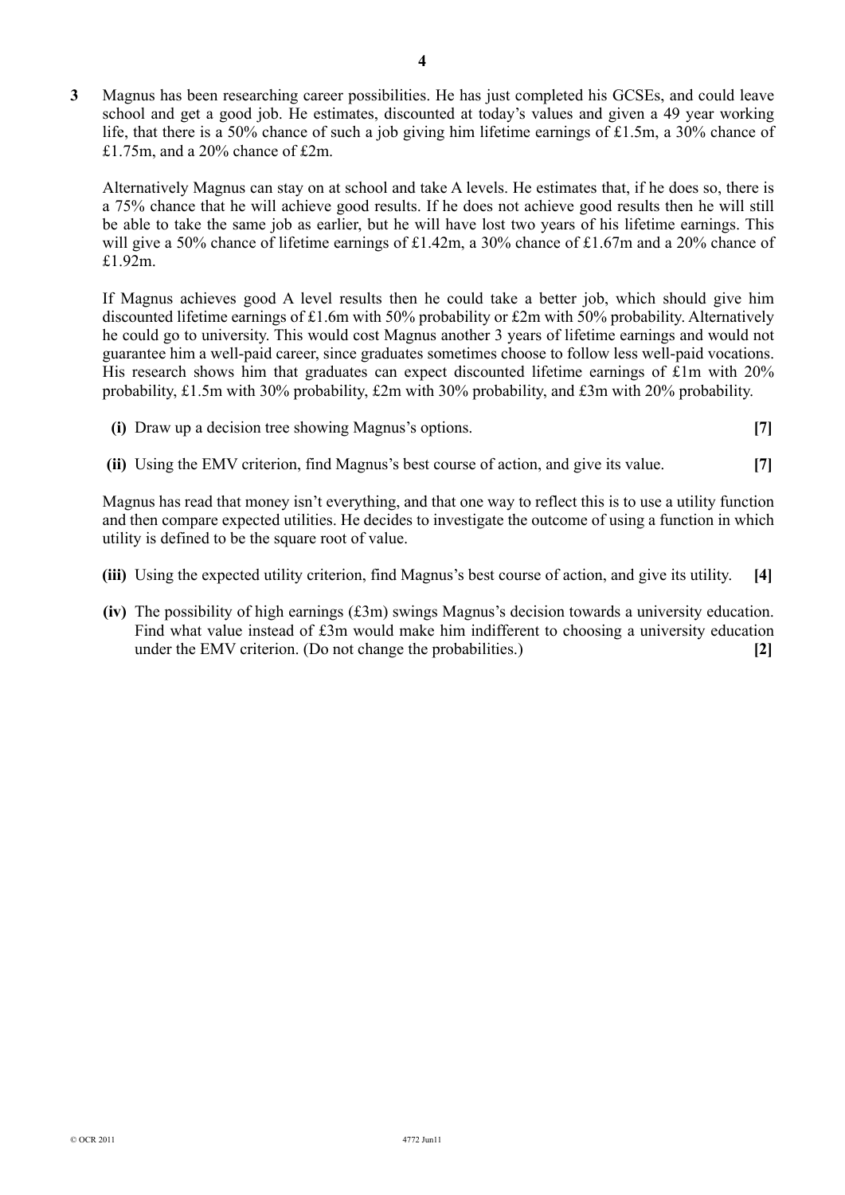**3** Magnus has been researching career possibilities. He has just completed his GCSEs, and could leave school and get a good job. He estimates, discounted at today's values and given a 49 year working life, that there is a 50% chance of such a job giving him lifetime earnings of £1.5m, a 30% chance of £1.75m, and a 20% chance of £2m.

Alternatively Magnus can stay on at school and take A levels. He estimates that, if he does so, there is a 75% chance that he will achieve good results. If he does not achieve good results then he will still be able to take the same job as earlier, but he will have lost two years of his lifetime earnings. This will give a 50% chance of lifetime earnings of £1.42m, a 30% chance of £1.67m and a 20% chance of £1.92m.

If Magnus achieves good A level results then he could take a better job, which should give him discounted lifetime earnings of £1.6m with 50% probability or £2m with 50% probability. Alternatively he could go to university. This would cost Magnus another 3 years of lifetime earnings and would not guarantee him a well-paid career, since graduates sometimes choose to follow less well-paid vocations. His research shows him that graduates can expect discounted lifetime earnings of £1m with 20% probability, £1.5m with 30% probability, £2m with 30% probability, and £3m with 20% probability.

**(i)** Draw up a decision tree showing Magnus's options. **[7]**

**(ii)** Using the EMV criterion, find Magnus's best course of action, and give its value. **[7]**

Magnus has read that money isn't everything, and that one way to reflect this is to use a utility function and then compare expected utilities. He decides to investigate the outcome of using a function in which utility is defined to be the square root of value.

**(iii)** Using the expected utility criterion, find Magnus's best course of action, and give its utility. **[4]**

**(iv)** The possibility of high earnings (£3m) swings Magnus's decision towards a university education. Find what value instead of £3m would make him indifferent to choosing a university education under the EMV criterion. (Do not change the probabilities.) **[2]**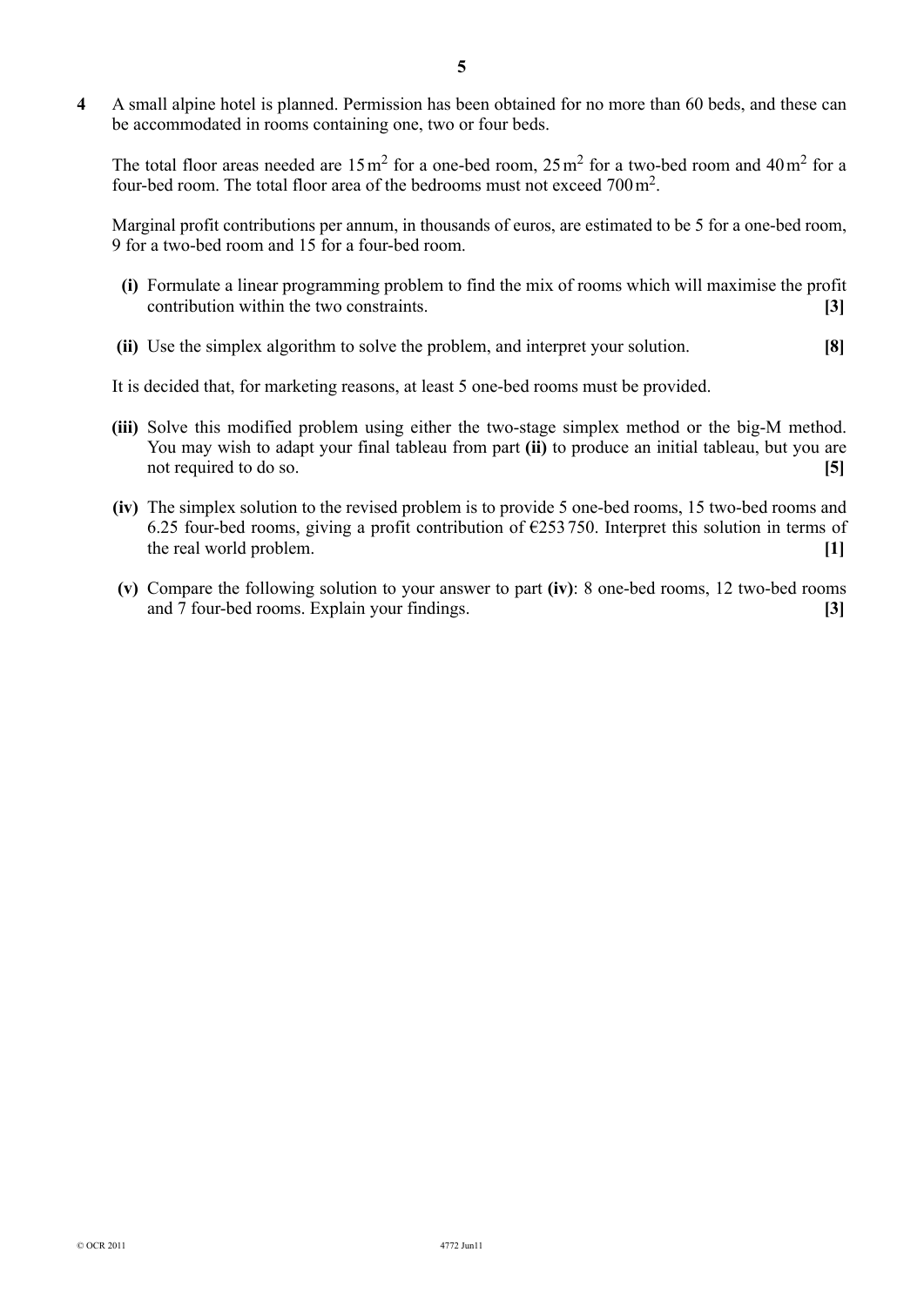**4** A small alpine hotel is planned. Permission has been obtained for no more than 60 beds, and these can be accommodated in rooms containing one, two or four beds.

The total floor areas needed are $15\,\text{m}^2$ for a one-bed room, $25\,\text{m}^2$ for a two-bed room and $40\,\text{m}^2$ for a four-bed room. The total floor area of the bedrooms must not exceed $700\,\text{m}^2$.

Marginal profit contributions per annum, in thousands of euros, are estimated to be 5 for a one-bed room, 9 for a two-bed room and 15 for a four-bed room.

**(i)** Formulate a linear programming problem to find the mix of rooms which will maximise the profit contribution within the two constraints. **[3]**

**(ii)** Use the simplex algorithm to solve the problem, and interpret your solution. **[8]**

It is decided that, for marketing reasons, at least 5 one-bed rooms must be provided.

**(iii)** Solve this modified problem using either the two-stage simplex method or the big-M method. You may wish to adapt your final tableau from part **(ii)** to produce an initial tableau, but you are not required to do so. **[5]**

**(iv)** The simplex solution to the revised problem is to provide 5 one-bed rooms, 15 two-bed rooms and 6.25 four-bed rooms, giving a profit contribution of €253 750. Interpret this solution in terms of the real world problem. **[1]**

**(v)** Compare the following solution to your answer to part **(iv)**: 8 one-bed rooms, 12 two-bed rooms and 7 four-bed rooms. Explain your findings. **[3]**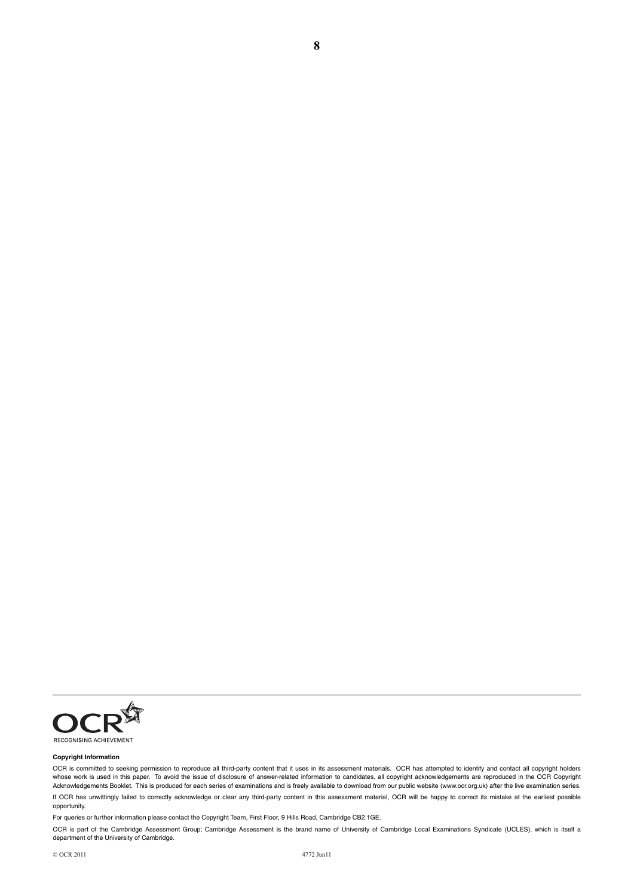RECOGNISING ACHIEVEMENT

**Copyright Information**

OCR is committed to seeking permission to reproduce all third-party content that it uses in its assessment materials. OCR has attempted to identify and contact all copyright holders whose work is used in this paper. To avoid the issue of disclosure of answer-related information to candidates, all copyright acknowledgements are reproduced in the OCR Copyright Acknowledgements Booklet. This is produced for each series of examinations and is freely available to download from our public website (www.ocr.org.uk) after the live examination series.

If OCR has unwittingly failed to correctly acknowledge or clear any third-party content in this assessment material, OCR will be happy to correct its mistake at the earliest possible opportunity.

For queries or further information please contact the Copyright Team, First Floor, 9 Hills Road, Cambridge CB2 1GE.

OCR is part of the Cambridge Assessment Group; Cambridge Assessment is the brand name of University of Cambridge Local Examinations Syndicate (UCLES), which is itself a department of the University of Cambridge.

© OCR 2011 4772 Jun11